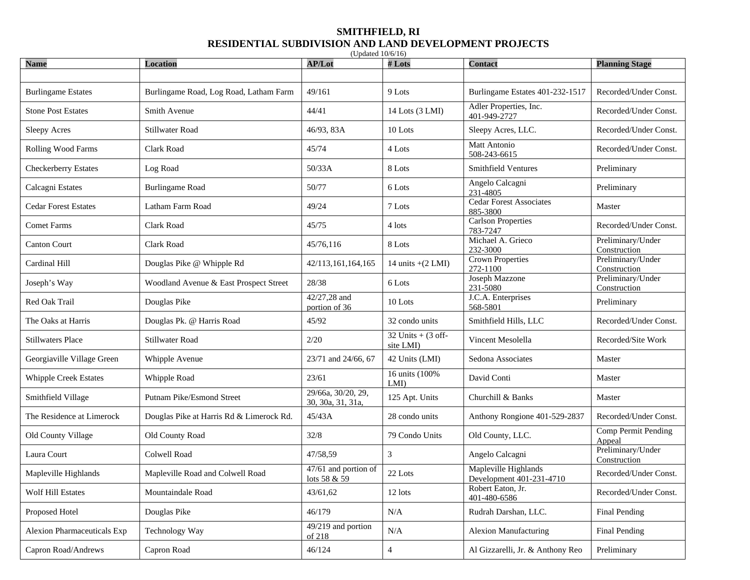# SMITHFIELD, RI
## RESIDENTIAL SUBDIVISION AND LAND DEVELOPMENT PROJECTS

(Updated 10/6/16)

| Name | Location | AP/Lot | # Lots | Contact | Planning Stage |
|---|---|---|---|---|---|
| | | | | | |
| Burlingame Estates | Burlingame Road, Log Road, Latham Farm | 49/161 | 9 Lots | Burlingame Estates 401-232-1517 | Recorded/Under Const. |
| Stone Post Estates | Smith Avenue | 44/41 | 14 Lots (3 LMI) | Adler Properties, Inc. 401-949-2727 | Recorded/Under Const. |
| Sleepy Acres | Stillwater Road | 46/93, 83A | 10 Lots | Sleepy Acres, LLC. | Recorded/Under Const. |
| Rolling Wood Farms | Clark Road | 45/74 | 4 Lots | Matt Antonio 508-243-6615 | Recorded/Under Const. |
| Checkerberry Estates | Log Road | 50/33A | 8 Lots | Smithfield Ventures | Preliminary |
| Calcagni Estates | Burlingame Road | 50/77 | 6 Lots | Angelo Calcagni 231-4805 | Preliminary |
| Cedar Forest Estates | Latham Farm Road | 49/24 | 7 Lots | Cedar Forest Associates 885-3800 | Master |
| Comet Farms | Clark Road | 45/75 | 4 lots | Carlson Properties 783-7247 | Recorded/Under Const. |
| Canton Court | Clark Road | 45/76,116 | 8 Lots | Michael A. Grieco 232-3000 | Preliminary/Under Construction |
| Cardinal Hill | Douglas Pike @ Whipple Rd | 42/113,161,164,165 | 14 units +(2 LMI) | Crown Properties 272-1100 | Preliminary/Under Construction |
| Joseph's Way | Woodland Avenue & East Prospect Street | 28/38 | 6 Lots | Joseph Mazzone 231-5080 | Preliminary/Under Construction |
| Red Oak Trail | Douglas Pike | 42/27,28 and portion of 36 | 10 Lots | J.C.A. Enterprises 568-5801 | Preliminary |
| The Oaks at Harris | Douglas Pk. @ Harris Road | 45/92 | 32 condo units | Smithfield Hills, LLC | Recorded/Under Const. |
| Stillwaters Place | Stillwater Road | 2/20 | 32 Units + (3 off-site LMI) | Vincent Mesolella | Recorded/Site Work |
| Georgiaville Village Green | Whipple Avenue | 23/71 and 24/66, 67 | 42 Units (LMI) | Sedona Associates | Master |
| Whipple Creek Estates | Whipple Road | 23/61 | 16 units (100% LMI) | David Conti | Master |
| Smithfield Village | Putnam Pike/Esmond Street | 29/66a, 30/20, 29, 30, 30a, 31, 31a, | 125 Apt. Units | Churchill & Banks | Master |
| The Residence at Limerock | Douglas Pike at Harris Rd & Limerock Rd. | 45/43A | 28 condo units | Anthony Rongione 401-529-2837 | Recorded/Under Const. |
| Old County Village | Old County Road | 32/8 | 79 Condo Units | Old County, LLC. | Comp Permit Pending Appeal |
| Laura Court | Colwell Road | 47/58,59 | 3 | Angelo Calcagni | Preliminary/Under Construction |
| Mapleville Highlands | Mapleville Road and Colwell Road | 47/61 and portion of lots 58 & 59 | 22 Lots | Mapleville Highlands Development 401-231-4710 | Recorded/Under Const. |
| Wolf Hill Estates | Mountaindale Road | 43/61,62 | 12 lots | Robert Eaton, Jr. 401-480-6586 | Recorded/Under Const. |
| Proposed Hotel | Douglas Pike | 46/179 | N/A | Rudrah Darshan, LLC. | Final Pending |
| Alexion Pharmaceuticals Exp | Technology Way | 49/219 and portion of 218 | N/A | Alexion Manufacturing | Final Pending |
| Capron Road/Andrews | Capron Road | 46/124 | 4 | Al Gizzarelli, Jr. & Anthony Reo | Preliminary |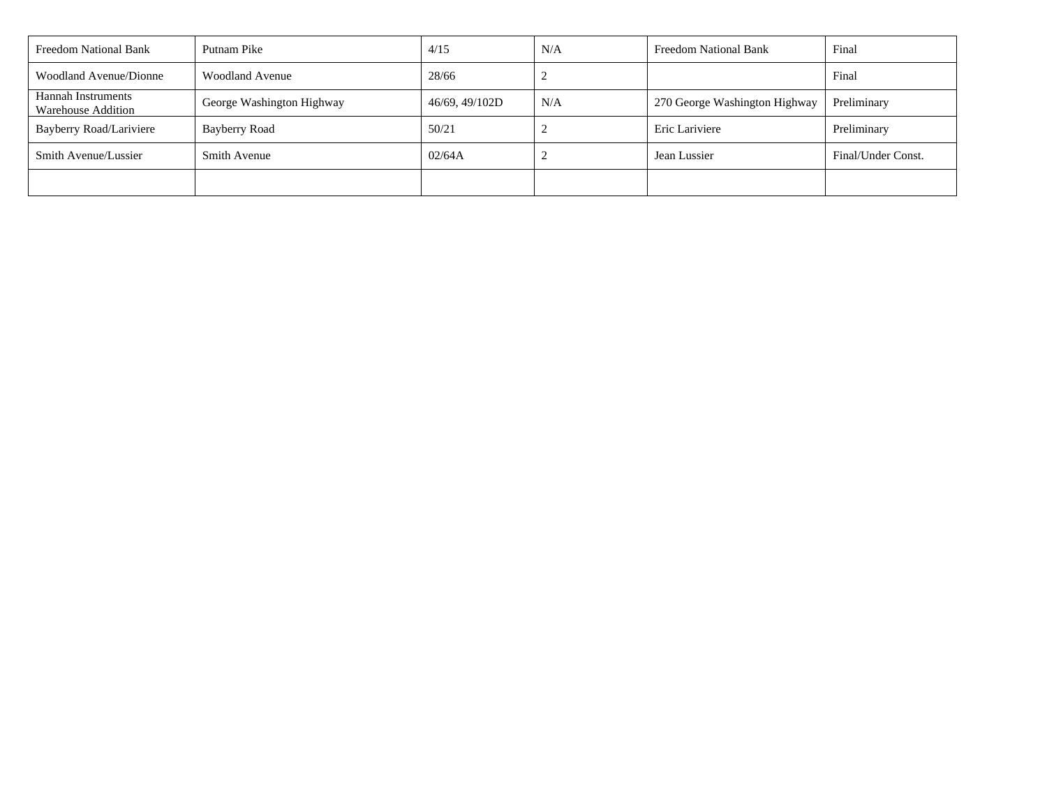| | | | | | |
|---|---|---|---|---|---|
| Freedom National Bank | Putnam Pike | 4/15 | N/A | Freedom National Bank | Final |
| Woodland Avenue/Dionne | Woodland Avenue | 28/66 | 2 | | Final |
| Hannah Instruments Warehouse Addition | George Washington Highway | 46/69, 49/102D | N/A | 270 George Washington Highway | Preliminary |
| Bayberry Road/Lariviere | Bayberry Road | 50/21 | 2 | Eric Lariviere | Preliminary |
| Smith Avenue/Lussier | Smith Avenue | 02/64A | 2 | Jean Lussier | Final/Under Const. |
| | | | | | |